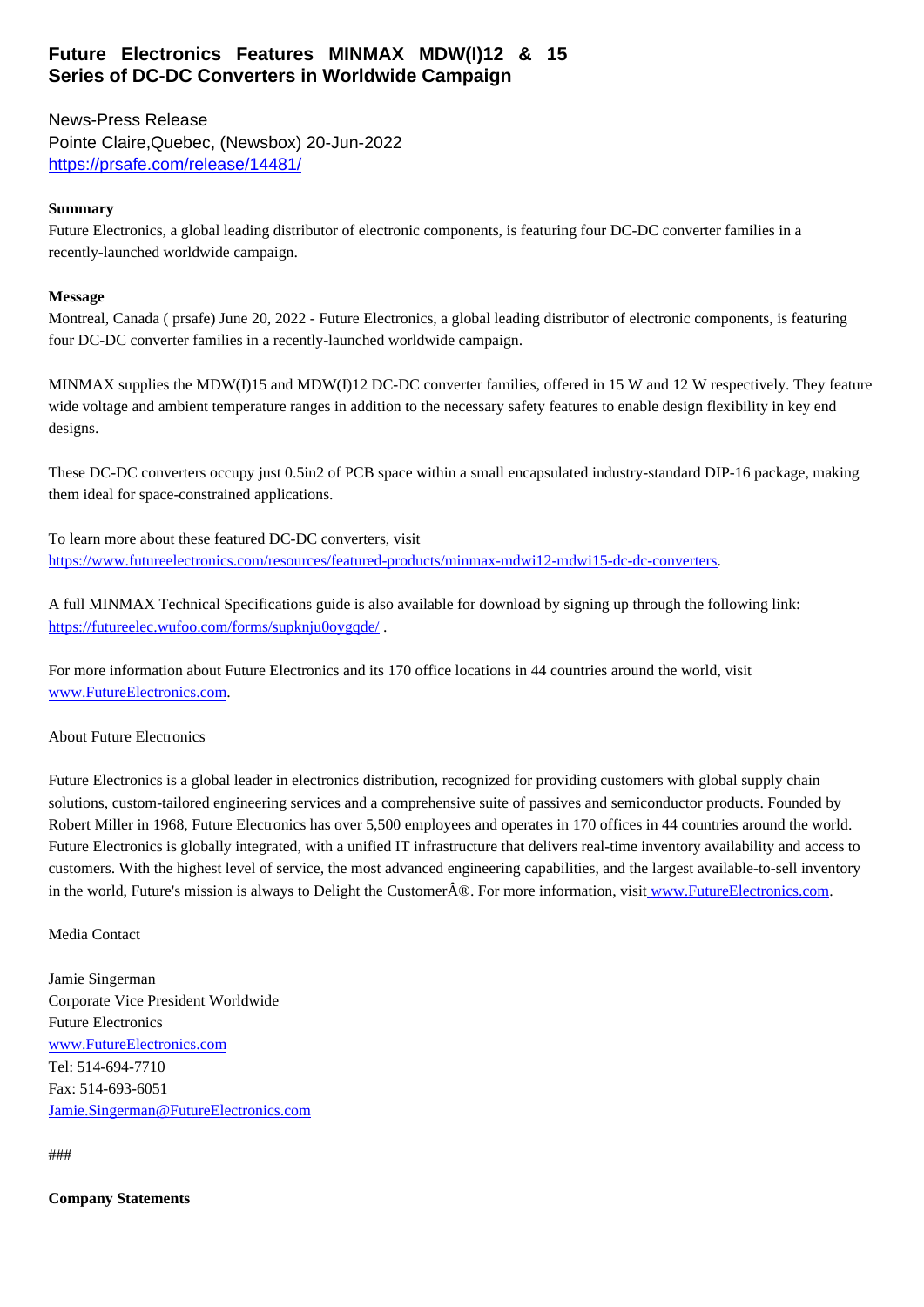# Future Electronics Features MINMAX MDW(I)12 & 15 Series of DC-DC Converters in Worldwide Campaign

News-Press Release
Pointe Claire,Quebec, (Newsbox) 20-Jun-2022
https://prsafe.com/release/14481/

**Summary**

Future Electronics, a global leading distributor of electronic components, is featuring four DC-DC converter families in a recently-launched worldwide campaign.

**Message**

Montreal, Canada ( prsafe) June 20, 2022 - Future Electronics, a global leading distributor of electronic components, is featuring four DC-DC converter families in a recently-launched worldwide campaign.

MINMAX supplies the MDW(I)15 and MDW(I)12 DC-DC converter families, offered in 15 W and 12 W respectively. They feature wide voltage and ambient temperature ranges in addition to the necessary safety features to enable design flexibility in key end designs.

These DC-DC converters occupy just 0.5in2 of PCB space within a small encapsulated industry-standard DIP-16 package, making them ideal for space-constrained applications.

To learn more about these featured DC-DC converters, visit https://www.futureelectronics.com/resources/featured-products/minmax-mdwi12-mdwi15-dc-dc-converters.

A full MINMAX Technical Specifications guide is also available for download by signing up through the following link: https://futureelec.wufoo.com/forms/supknju0oygqde/ .

For more information about Future Electronics and its 170 office locations in 44 countries around the world, visit www.FutureElectronics.com.

About Future Electronics

Future Electronics is a global leader in electronics distribution, recognized for providing customers with global supply chain solutions, custom-tailored engineering services and a comprehensive suite of passives and semiconductor products. Founded by Robert Miller in 1968, Future Electronics has over 5,500 employees and operates in 170 offices in 44 countries around the world. Future Electronics is globally integrated, with a unified IT infrastructure that delivers real-time inventory availability and access to customers. With the highest level of service, the most advanced engineering capabilities, and the largest available-to-sell inventory in the world, Future's mission is always to Delight the CustomerÂ®. For more information, visit www.FutureElectronics.com.

Media Contact

Jamie Singerman
Corporate Vice President Worldwide
Future Electronics
www.FutureElectronics.com
Tel: 514-694-7710
Fax: 514-693-6051
Jamie.Singerman@FutureElectronics.com

###

**Company Statements**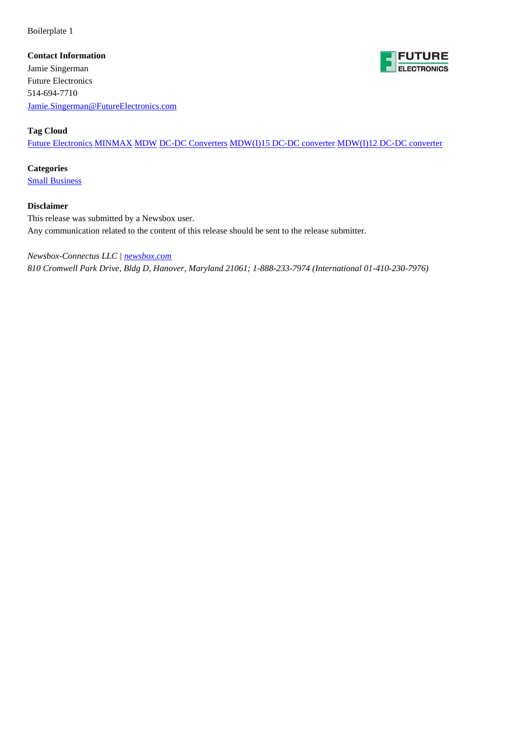Boilerplate 1

**Contact Information**
Jamie Singerman
Future Electronics
514-694-7710
Jamie.Singerman@FutureElectronics.com

**Tag Cloud**
Future Electronics MINMAX MDW DC-DC Converters MDW(I)15 DC-DC converter MDW(I)12 DC-DC converter

**Categories**
Small Business

**Disclaimer**
This release was submitted by a Newsbox user.
Any communication related to the content of this release should be sent to the release submitter.

*Newsbox-Connectus LLC | newsbox.com*
*810 Cromwell Park Drive, Bldg D, Hanover, Maryland 21061; 1-888-233-7974 (International 01-410-230-7976)*